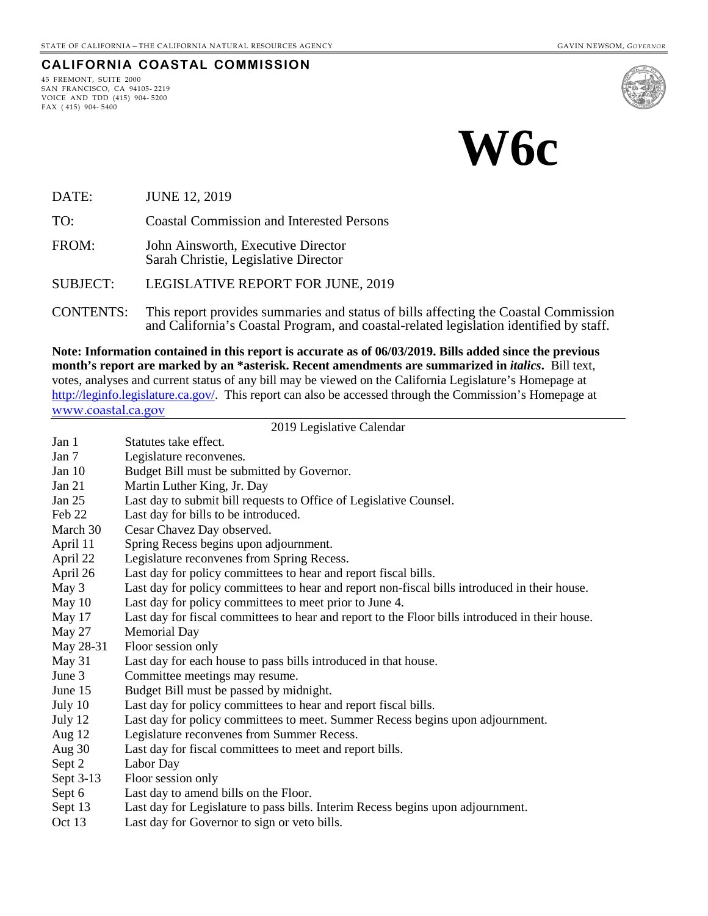STATE OF CALIFORNIA – THE CALIFORNIA NATURAL RESOURCES AGENCY GAVIN NEWSOM, *GOVERNOR*

**CALIFORNIA COASTAL COMMISSION**

45 FREMONT, SUITE 2000
SAN FRANCISCO, CA 94105- 2219
VOICE AND TDD (415) 904- 5200
FAX ( 415) 904- 5400

# W6c

| | |
|---|---|
| DATE: | JUNE 12, 2019 |
| TO: | Coastal Commission and Interested Persons |
| FROM: | John Ainsworth, Executive Director<br>Sarah Christie, Legislative Director |
| SUBJECT: | LEGISLATIVE REPORT FOR JUNE, 2019 |
| CONTENTS: | This report provides summaries and status of bills affecting the Coastal Commission and California's Coastal Program, and coastal-related legislation identified by staff. |

**Note: Information contained in this report is accurate as of 06/03/2019. Bills added since the previous month's report are marked by an *asterisk. Recent amendments are summarized in *italics*.** Bill text, votes, analyses and current status of any bill may be viewed on the California Legislature's Homepage at http://leginfo.legislature.ca.gov/. This report can also be accessed through the Commission's Homepage at www.coastal.ca.gov

## 2019 Legislative Calendar

| | |
|---|---|
| Jan 1 | Statutes take effect. |
| Jan 7 | Legislature reconvenes. |
| Jan 10 | Budget Bill must be submitted by Governor. |
| Jan 21 | Martin Luther King, Jr. Day |
| Jan 25 | Last day to submit bill requests to Office of Legislative Counsel. |
| Feb 22 | Last day for bills to be introduced. |
| March 30 | Cesar Chavez Day observed. |
| April 11 | Spring Recess begins upon adjournment. |
| April 22 | Legislature reconvenes from Spring Recess. |
| April 26 | Last day for policy committees to hear and report fiscal bills. |
| May 3 | Last day for policy committees to hear and report non-fiscal bills introduced in their house. |
| May 10 | Last day for policy committees to meet prior to June 4. |
| May 17 | Last day for fiscal committees to hear and report to the Floor bills introduced in their house. |
| May 27 | Memorial Day |
| May 28-31 | Floor session only |
| May 31 | Last day for each house to pass bills introduced in that house. |
| June 3 | Committee meetings may resume. |
| June 15 | Budget Bill must be passed by midnight. |
| July 10 | Last day for policy committees to hear and report fiscal bills. |
| July 12 | Last day for policy committees to meet. Summer Recess begins upon adjournment. |
| Aug 12 | Legislature reconvenes from Summer Recess. |
| Aug 30 | Last day for fiscal committees to meet and report bills. |
| Sept 2 | Labor Day |
| Sept 3-13 | Floor session only |
| Sept 6 | Last day to amend bills on the Floor. |
| Sept 13 | Last day for Legislature to pass bills. Interim Recess begins upon adjournment. |
| Oct 13 | Last day for Governor to sign or veto bills. |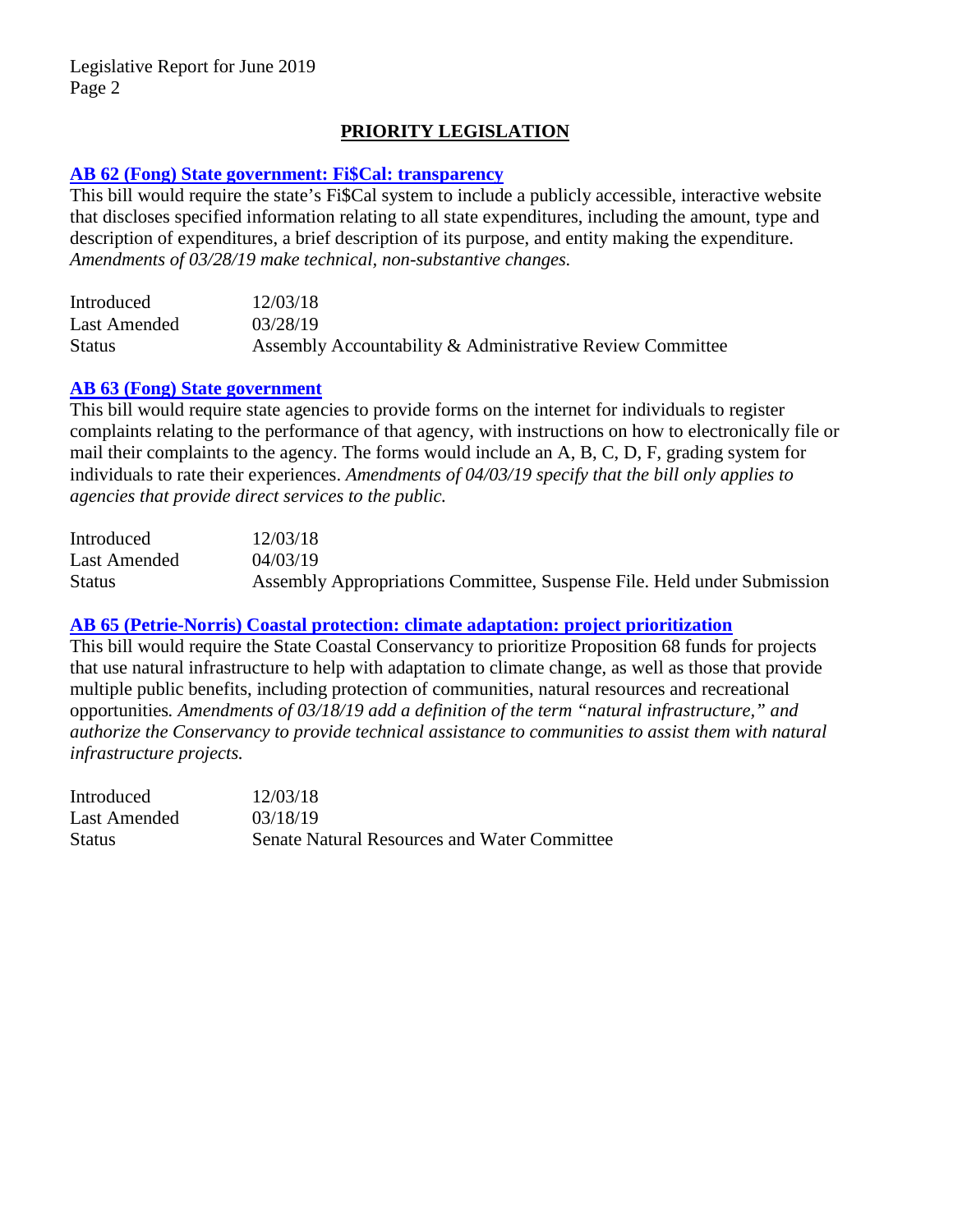## PRIORITY LEGISLATION

### AB 62 (Fong) State government: Fi$Cal: transparency

This bill would require the state's Fi$Cal system to include a publicly accessible, interactive website that discloses specified information relating to all state expenditures, including the amount, type and description of expenditures, a brief description of its purpose, and entity making the expenditure. *Amendments of 03/28/19 make technical, non-substantive changes.*

| | |
|---|---|
| Introduced | 12/03/18 |
| Last Amended | 03/28/19 |
| Status | Assembly Accountability & Administrative Review Committee |

### AB 63 (Fong) State government

This bill would require state agencies to provide forms on the internet for individuals to register complaints relating to the performance of that agency, with instructions on how to electronically file or mail their complaints to the agency. The forms would include an A, B, C, D, F, grading system for individuals to rate their experiences. *Amendments of 04/03/19 specify that the bill only applies to agencies that provide direct services to the public.*

| | |
|---|---|
| Introduced | 12/03/18 |
| Last Amended | 04/03/19 |
| Status | Assembly Appropriations Committee, Suspense File. Held under Submission |

### AB 65 (Petrie-Norris) Coastal protection: climate adaptation: project prioritization

This bill would require the State Coastal Conservancy to prioritize Proposition 68 funds for projects that use natural infrastructure to help with adaptation to climate change, as well as those that provide multiple public benefits, including protection of communities, natural resources and recreational opportunities. *Amendments of 03/18/19 add a definition of the term "natural infrastructure," and authorize the Conservancy to provide technical assistance to communities to assist them with natural infrastructure projects.*

| | |
|---|---|
| Introduced | 12/03/18 |
| Last Amended | 03/18/19 |
| Status | Senate Natural Resources and Water Committee |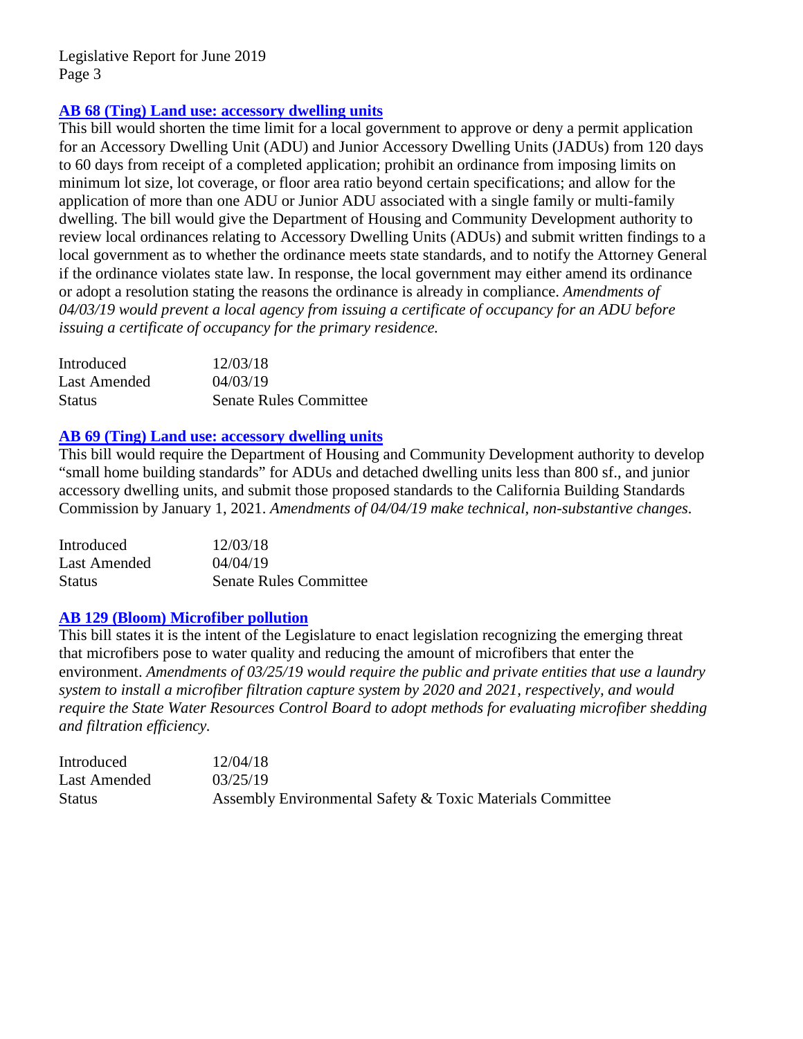### [AB 68 (Ting) Land use: accessory dwelling units]()

This bill would shorten the time limit for a local government to approve or deny a permit application for an Accessory Dwelling Unit (ADU) and Junior Accessory Dwelling Units (JADUs) from 120 days to 60 days from receipt of a completed application; prohibit an ordinance from imposing limits on minimum lot size, lot coverage, or floor area ratio beyond certain specifications; and allow for the application of more than one ADU or Junior ADU associated with a single family or multi-family dwelling. The bill would give the Department of Housing and Community Development authority to review local ordinances relating to Accessory Dwelling Units (ADUs) and submit written findings to a local government as to whether the ordinance meets state standards, and to notify the Attorney General if the ordinance violates state law. In response, the local government may either amend its ordinance or adopt a resolution stating the reasons the ordinance is already in compliance. *Amendments of 04/03/19 would prevent a local agency from issuing a certificate of occupancy for an ADU before issuing a certificate of occupancy for the primary residence.*

| | |
|---|---|
| Introduced | 12/03/18 |
| Last Amended | 04/03/19 |
| Status | Senate Rules Committee |

### [AB 69 (Ting) Land use: accessory dwelling units]()

This bill would require the Department of Housing and Community Development authority to develop "small home building standards" for ADUs and detached dwelling units less than 800 sf., and junior accessory dwelling units, and submit those proposed standards to the California Building Standards Commission by January 1, 2021. *Amendments of 04/04/19 make technical, non-substantive changes.*

| | |
|---|---|
| Introduced | 12/03/18 |
| Last Amended | 04/04/19 |
| Status | Senate Rules Committee |

### [AB 129 (Bloom) Microfiber pollution]()

This bill states it is the intent of the Legislature to enact legislation recognizing the emerging threat that microfibers pose to water quality and reducing the amount of microfibers that enter the environment. *Amendments of 03/25/19 would require the public and private entities that use a laundry system to install a microfiber filtration capture system by 2020 and 2021, respectively, and would require the State Water Resources Control Board to adopt methods for evaluating microfiber shedding and filtration efficiency.*

| | |
|---|---|
| Introduced | 12/04/18 |
| Last Amended | 03/25/19 |
| Status | Assembly Environmental Safety & Toxic Materials Committee |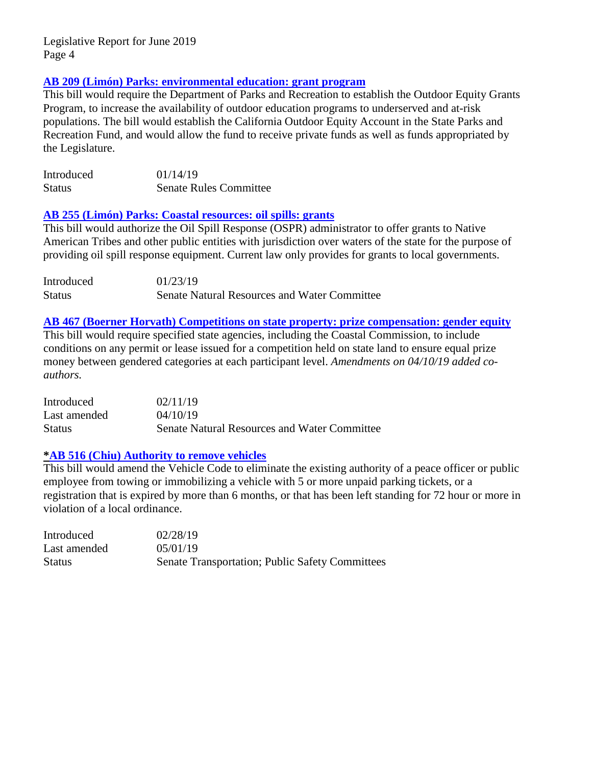### AB 209 (Limón) Parks: environmental education: grant program

This bill would require the Department of Parks and Recreation to establish the Outdoor Equity Grants Program, to increase the availability of outdoor education programs to underserved and at-risk populations. The bill would establish the California Outdoor Equity Account in the State Parks and Recreation Fund, and would allow the fund to receive private funds as well as funds appropriated by the Legislature.

| | |
|---|---|
| Introduced | 01/14/19 |
| Status | Senate Rules Committee |

### AB 255 (Limón) Parks: Coastal resources: oil spills: grants

This bill would authorize the Oil Spill Response (OSPR) administrator to offer grants to Native American Tribes and other public entities with jurisdiction over waters of the state for the purpose of providing oil spill response equipment. Current law only provides for grants to local governments.

| | |
|---|---|
| Introduced | 01/23/19 |
| Status | Senate Natural Resources and Water Committee |

### AB 467 (Boerner Horvath) Competitions on state property: prize compensation: gender equity

This bill would require specified state agencies, including the Coastal Commission, to include conditions on any permit or lease issued for a competition held on state land to ensure equal prize money between gendered categories at each participant level. *Amendments on 04/10/19 added co-authors.*

| | |
|---|---|
| Introduced | 02/11/19 |
| Last amended | 04/10/19 |
| Status | Senate Natural Resources and Water Committee |

### *AB 516 (Chiu) Authority to remove vehicles

This bill would amend the Vehicle Code to eliminate the existing authority of a peace officer or public employee from towing or immobilizing a vehicle with 5 or more unpaid parking tickets, or a registration that is expired by more than 6 months, or that has been left standing for 72 hour or more in violation of a local ordinance.

| | |
|---|---|
| Introduced | 02/28/19 |
| Last amended | 05/01/19 |
| Status | Senate Transportation; Public Safety Committees |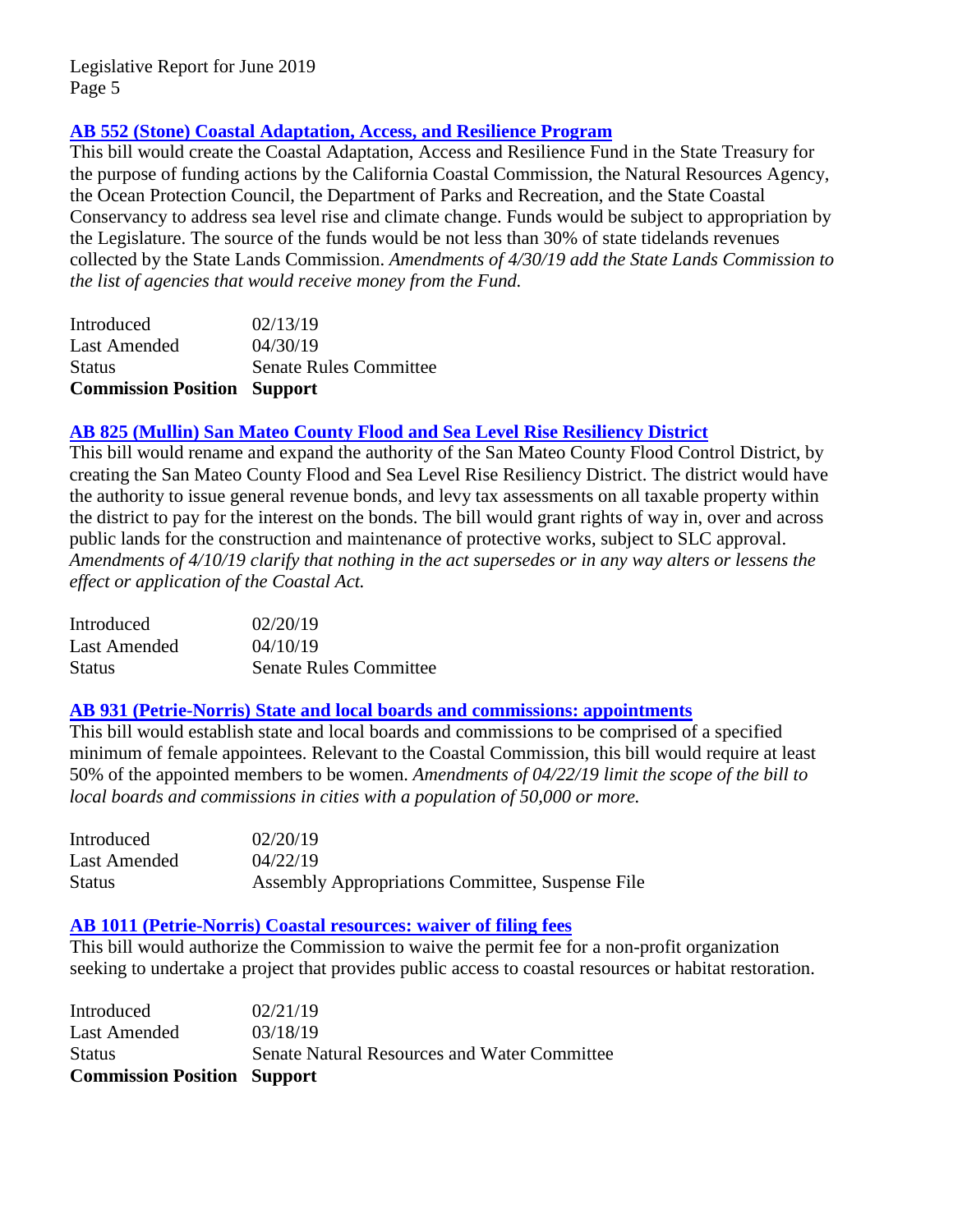### AB 552 (Stone) Coastal Adaptation, Access, and Resilience Program

This bill would create the Coastal Adaptation, Access and Resilience Fund in the State Treasury for the purpose of funding actions by the California Coastal Commission, the Natural Resources Agency, the Ocean Protection Council, the Department of Parks and Recreation, and the State Coastal Conservancy to address sea level rise and climate change. Funds would be subject to appropriation by the Legislature. The source of the funds would be not less than 30% of state tidelands revenues collected by the State Lands Commission. *Amendments of 4/30/19 add the State Lands Commission to the list of agencies that would receive money from the Fund.*

| | |
|---|---|
| Introduced | 02/13/19 |
| Last Amended | 04/30/19 |
| Status | Senate Rules Committee |
| **Commission Position** | **Support** |

### AB 825 (Mullin) San Mateo County Flood and Sea Level Rise Resiliency District

This bill would rename and expand the authority of the San Mateo County Flood Control District, by creating the San Mateo County Flood and Sea Level Rise Resiliency District. The district would have the authority to issue general revenue bonds, and levy tax assessments on all taxable property within the district to pay for the interest on the bonds. The bill would grant rights of way in, over and across public lands for the construction and maintenance of protective works, subject to SLC approval. *Amendments of 4/10/19 clarify that nothing in the act supersedes or in any way alters or lessens the effect or application of the Coastal Act.*

| | |
|---|---|
| Introduced | 02/20/19 |
| Last Amended | 04/10/19 |
| Status | Senate Rules Committee |

### AB 931 (Petrie-Norris) State and local boards and commissions: appointments

This bill would establish state and local boards and commissions to be comprised of a specified minimum of female appointees. Relevant to the Coastal Commission, this bill would require at least 50% of the appointed members to be women. *Amendments of 04/22/19 limit the scope of the bill to local boards and commissions in cities with a population of 50,000 or more.*

| | |
|---|---|
| Introduced | 02/20/19 |
| Last Amended | 04/22/19 |
| Status | Assembly Appropriations Committee, Suspense File |

### AB 1011 (Petrie-Norris) Coastal resources: waiver of filing fees

This bill would authorize the Commission to waive the permit fee for a non-profit organization seeking to undertake a project that provides public access to coastal resources or habitat restoration.

| | |
|---|---|
| Introduced | 02/21/19 |
| Last Amended | 03/18/19 |
| Status | Senate Natural Resources and Water Committee |
| **Commission Position** | **Support** |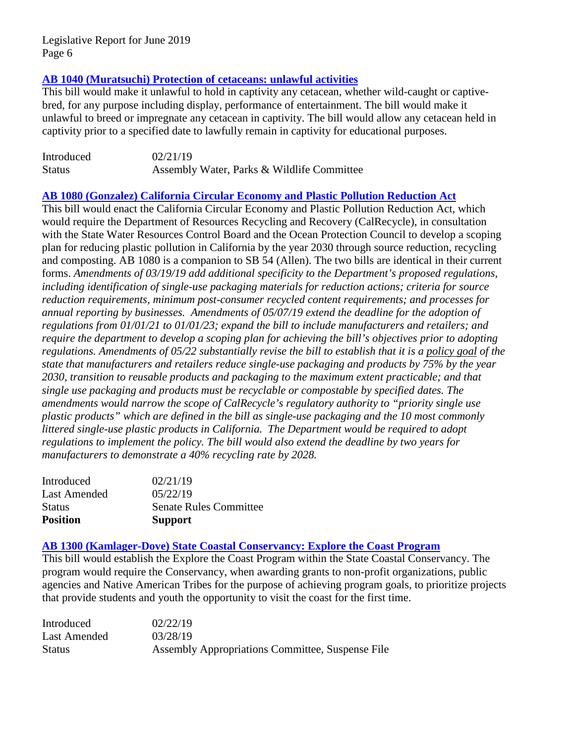### **AB 1040 (Muratsuchi) Protection of cetaceans: unlawful activities**

This bill would make it unlawful to hold in captivity any cetacean, whether wild-caught or captive-bred, for any purpose including display, performance of entertainment. The bill would make it unlawful to breed or impregnate any cetacean in captivity. The bill would allow any cetacean held in captivity prior to a specified date to lawfully remain in captivity for educational purposes.

| | |
|---|---|
| Introduced | 02/21/19 |
| Status | Assembly Water, Parks & Wildlife Committee |

### **AB 1080 (Gonzalez) California Circular Economy and Plastic Pollution Reduction Act**

This bill would enact the California Circular Economy and Plastic Pollution Reduction Act, which would require the Department of Resources Recycling and Recovery (CalRecycle), in consultation with the State Water Resources Control Board and the Ocean Protection Council to develop a scoping plan for reducing plastic pollution in California by the year 2030 through source reduction, recycling and composting. AB 1080 is a companion to SB 54 (Allen). The two bills are identical in their current forms. *Amendments of 03/19/19 add additional specificity to the Department's proposed regulations, including identification of single-use packaging materials for reduction actions; criteria for source reduction requirements, minimum post-consumer recycled content requirements; and processes for annual reporting by businesses. Amendments of 05/07/19 extend the deadline for the adoption of regulations from 01/01/21 to 01/01/23; expand the bill to include manufacturers and retailers; and require the department to develop a scoping plan for achieving the bill's objectives prior to adopting regulations. Amendments of 05/22 substantially revise the bill to establish that it is a policy goal of the state that manufacturers and retailers reduce single-use packaging and products by 75% by the year 2030, transition to reusable products and packaging to the maximum extent practicable; and that single use packaging and products must be recyclable or compostable by specified dates. The amendments would narrow the scope of CalRecycle's regulatory authority to "priority single use plastic products" which are defined in the bill as single-use packaging and the 10 most commonly littered single-use plastic products in California. The Department would be required to adopt regulations to implement the policy. The bill would also extend the deadline by two years for manufacturers to demonstrate a 40% recycling rate by 2028.*

| | |
|---|---|
| Introduced | 02/21/19 |
| Last Amended | 05/22/19 |
| Status | Senate Rules Committee |
| **Position** | **Support** |

### **AB 1300 (Kamlager-Dove) State Coastal Conservancy: Explore the Coast Program**

This bill would establish the Explore the Coast Program within the State Coastal Conservancy. The program would require the Conservancy, when awarding grants to non-profit organizations, public agencies and Native American Tribes for the purpose of achieving program goals, to prioritize projects that provide students and youth the opportunity to visit the coast for the first time.

| | |
|---|---|
| Introduced | 02/22/19 |
| Last Amended | 03/28/19 |
| Status | Assembly Appropriations Committee, Suspense File |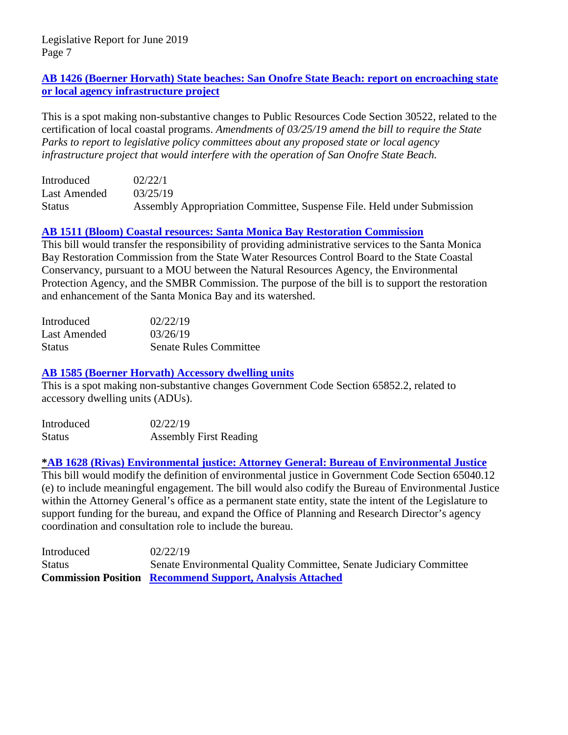### AB 1426 (Boerner Horvath) State beaches: San Onofre State Beach: report on encroaching state or local agency infrastructure project

This is a spot making non-substantive changes to Public Resources Code Section 30522, related to the certification of local coastal programs. *Amendments of 03/25/19 amend the bill to require the State Parks to report to legislative policy committees about any proposed state or local agency infrastructure project that would interfere with the operation of San Onofre State Beach.*

| | |
|---|---|
| Introduced | 02/22/1 |
| Last Amended | 03/25/19 |
| Status | Assembly Appropriation Committee, Suspense File. Held under Submission |

### AB 1511 (Bloom) Coastal resources: Santa Monica Bay Restoration Commission

This bill would transfer the responsibility of providing administrative services to the Santa Monica Bay Restoration Commission from the State Water Resources Control Board to the State Coastal Conservancy, pursuant to a MOU between the Natural Resources Agency, the Environmental Protection Agency, and the SMBR Commission. The purpose of the bill is to support the restoration and enhancement of the Santa Monica Bay and its watershed.

| | |
|---|---|
| Introduced | 02/22/19 |
| Last Amended | 03/26/19 |
| Status | Senate Rules Committee |

### AB 1585 (Boerner Horvath) Accessory dwelling units

This is a spot making non-substantive changes Government Code Section 65852.2, related to accessory dwelling units (ADUs).

| | |
|---|---|
| Introduced | 02/22/19 |
| Status | Assembly First Reading |

### *AB 1628 (Rivas) Environmental justice: Attorney General: Bureau of Environmental Justice

This bill would modify the definition of environmental justice in Government Code Section 65040.12 (e) to include meaningful engagement. The bill would also codify the Bureau of Environmental Justice within the Attorney General's office as a permanent state entity, state the intent of the Legislature to support funding for the bureau, and expand the Office of Planning and Research Director's agency coordination and consultation role to include the bureau.

| | |
|---|---|
| Introduced | 02/22/19 |
| Status | Senate Environmental Quality Committee, Senate Judiciary Committee |
| **Commission Position** | **Recommend Support, Analysis Attached** |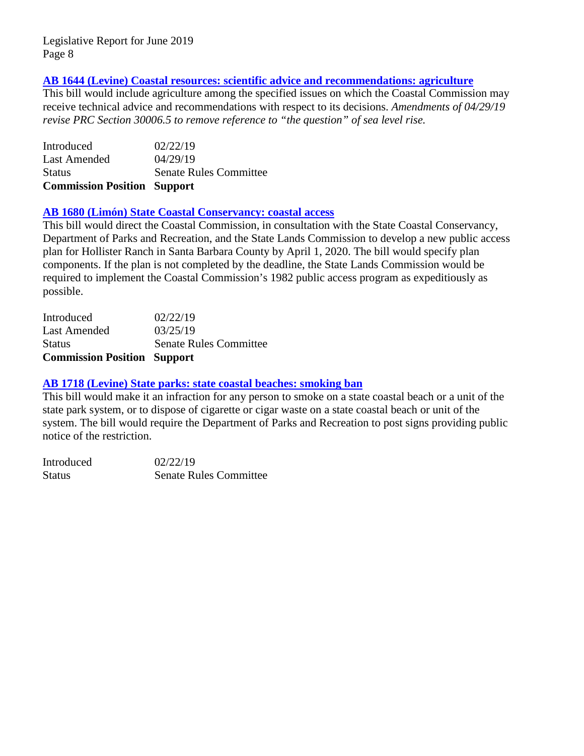### AB 1644 (Levine) Coastal resources: scientific advice and recommendations: agriculture

This bill would include agriculture among the specified issues on which the Coastal Commission may receive technical advice and recommendations with respect to its decisions. *Amendments of 04/29/19 revise PRC Section 30006.5 to remove reference to "the question" of sea level rise.*

| | |
|---|---|
| Introduced | 02/22/19 |
| Last Amended | 04/29/19 |
| Status | Senate Rules Committee |
| **Commission Position** | **Support** |

### AB 1680 (Limón) State Coastal Conservancy: coastal access

This bill would direct the Coastal Commission, in consultation with the State Coastal Conservancy, Department of Parks and Recreation, and the State Lands Commission to develop a new public access plan for Hollister Ranch in Santa Barbara County by April 1, 2020. The bill would specify plan components. If the plan is not completed by the deadline, the State Lands Commission would be required to implement the Coastal Commission's 1982 public access program as expeditiously as possible.

| | |
|---|---|
| Introduced | 02/22/19 |
| Last Amended | 03/25/19 |
| Status | Senate Rules Committee |
| **Commission Position** | **Support** |

### AB 1718 (Levine) State parks: state coastal beaches: smoking ban

This bill would make it an infraction for any person to smoke on a state coastal beach or a unit of the state park system, or to dispose of cigarette or cigar waste on a state coastal beach or unit of the system. The bill would require the Department of Parks and Recreation to post signs providing public notice of the restriction.

| | |
|---|---|
| Introduced | 02/22/19 |
| Status | Senate Rules Committee |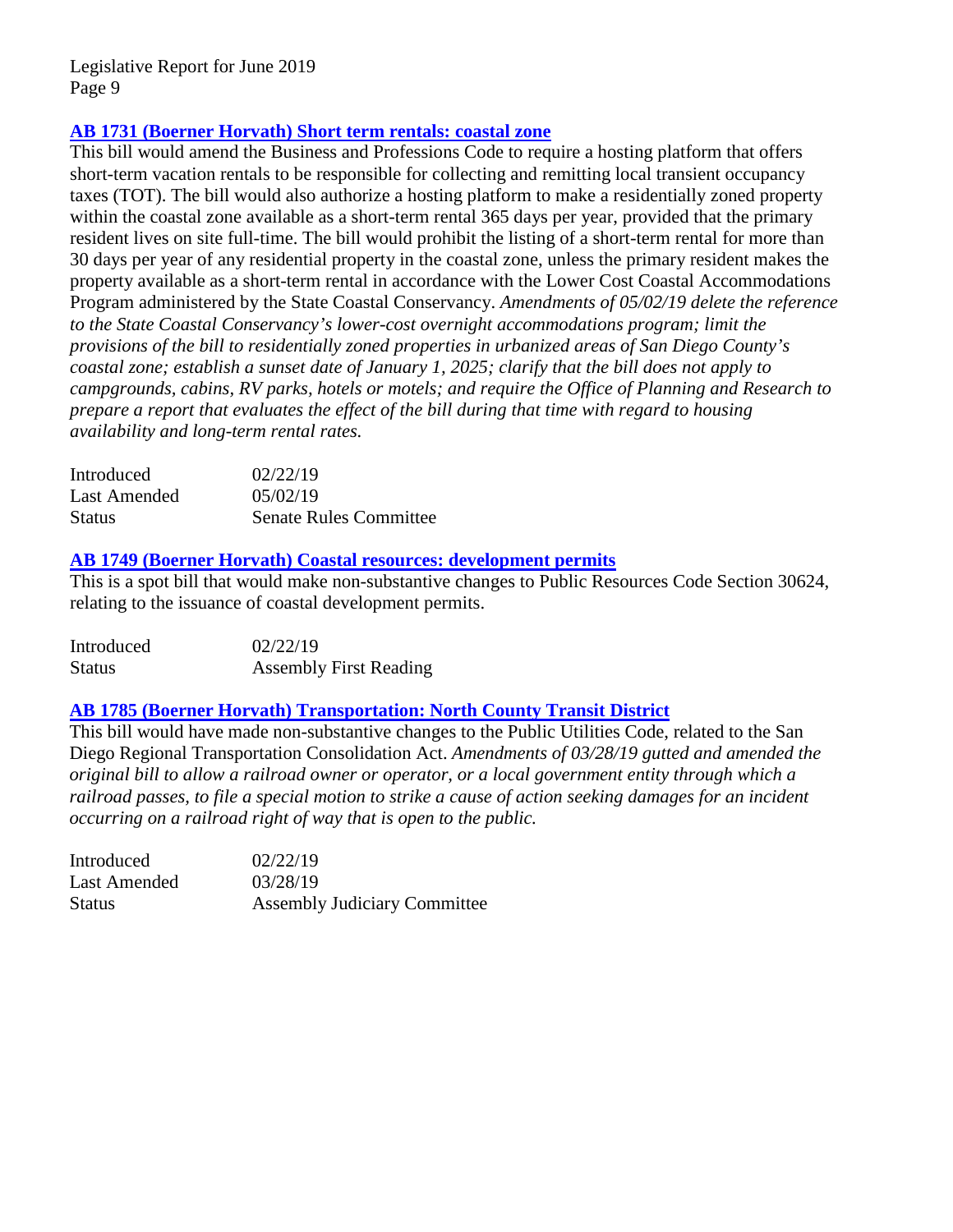### [AB 1731 (Boerner Horvath) Short term rentals: coastal zone]

This bill would amend the Business and Professions Code to require a hosting platform that offers short-term vacation rentals to be responsible for collecting and remitting local transient occupancy taxes (TOT). The bill would also authorize a hosting platform to make a residentially zoned property within the coastal zone available as a short-term rental 365 days per year, provided that the primary resident lives on site full-time. The bill would prohibit the listing of a short-term rental for more than 30 days per year of any residential property in the coastal zone, unless the primary resident makes the property available as a short-term rental in accordance with the Lower Cost Coastal Accommodations Program administered by the State Coastal Conservancy. *Amendments of 05/02/19 delete the reference to the State Coastal Conservancy's lower-cost overnight accommodations program; limit the provisions of the bill to residentially zoned properties in urbanized areas of San Diego County's coastal zone; establish a sunset date of January 1, 2025; clarify that the bill does not apply to campgrounds, cabins, RV parks, hotels or motels; and require the Office of Planning and Research to prepare a report that evaluates the effect of the bill during that time with regard to housing availability and long-term rental rates.*

| | |
|---|---|
| Introduced | 02/22/19 |
| Last Amended | 05/02/19 |
| Status | Senate Rules Committee |

### [AB 1749 (Boerner Horvath) Coastal resources: development permits]

This is a spot bill that would make non-substantive changes to Public Resources Code Section 30624, relating to the issuance of coastal development permits.

| | |
|---|---|
| Introduced | 02/22/19 |
| Status | Assembly First Reading |

### [AB 1785 (Boerner Horvath) Transportation: North County Transit District]

This bill would have made non-substantive changes to the Public Utilities Code, related to the San Diego Regional Transportation Consolidation Act. *Amendments of 03/28/19 gutted and amended the original bill to allow a railroad owner or operator, or a local government entity through which a railroad passes, to file a special motion to strike a cause of action seeking damages for an incident occurring on a railroad right of way that is open to the public.*

| | |
|---|---|
| Introduced | 02/22/19 |
| Last Amended | 03/28/19 |
| Status | Assembly Judiciary Committee |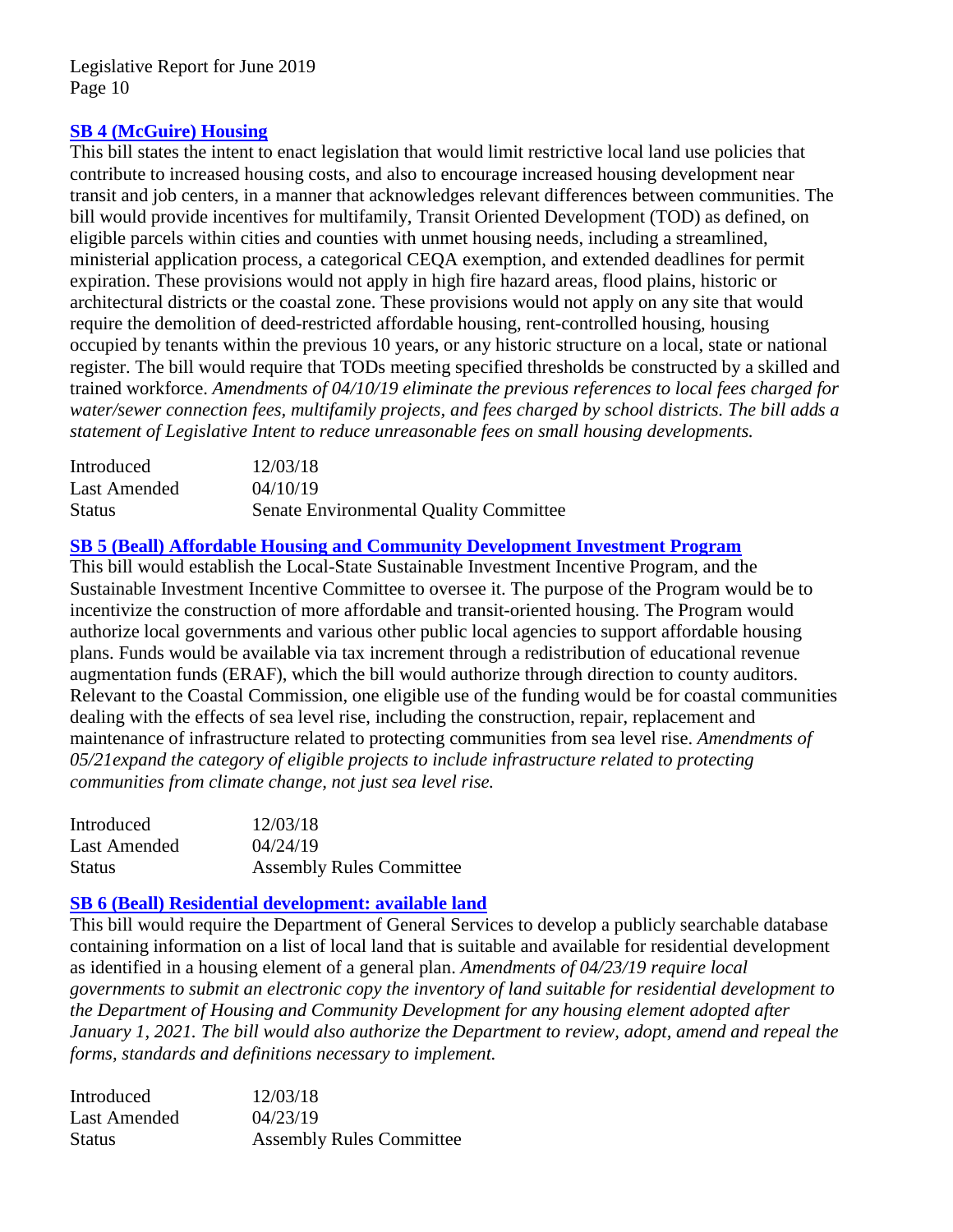### [SB 4 (McGuire) Housing]()

This bill states the intent to enact legislation that would limit restrictive local land use policies that contribute to increased housing costs, and also to encourage increased housing development near transit and job centers, in a manner that acknowledges relevant differences between communities. The bill would provide incentives for multifamily, Transit Oriented Development (TOD) as defined, on eligible parcels within cities and counties with unmet housing needs, including a streamlined, ministerial application process, a categorical CEQA exemption, and extended deadlines for permit expiration. These provisions would not apply in high fire hazard areas, flood plains, historic or architectural districts or the coastal zone. These provisions would not apply on any site that would require the demolition of deed-restricted affordable housing, rent-controlled housing, housing occupied by tenants within the previous 10 years, or any historic structure on a local, state or national register. The bill would require that TODs meeting specified thresholds be constructed by a skilled and trained workforce. *Amendments of 04/10/19 eliminate the previous references to local fees charged for water/sewer connection fees, multifamily projects, and fees charged by school districts. The bill adds a statement of Legislative Intent to reduce unreasonable fees on small housing developments.*

| | |
|---|---|
| Introduced | 12/03/18 |
| Last Amended | 04/10/19 |
| Status | Senate Environmental Quality Committee |

### [SB 5 (Beall) Affordable Housing and Community Development Investment Program]()

This bill would establish the Local-State Sustainable Investment Incentive Program, and the Sustainable Investment Incentive Committee to oversee it. The purpose of the Program would be to incentivize the construction of more affordable and transit-oriented housing. The Program would authorize local governments and various other public local agencies to support affordable housing plans. Funds would be available via tax increment through a redistribution of educational revenue augmentation funds (ERAF), which the bill would authorize through direction to county auditors. Relevant to the Coastal Commission, one eligible use of the funding would be for coastal communities dealing with the effects of sea level rise, including the construction, repair, replacement and maintenance of infrastructure related to protecting communities from sea level rise. *Amendments of 05/21expand the category of eligible projects to include infrastructure related to protecting communities from climate change, not just sea level rise.*

| | |
|---|---|
| Introduced | 12/03/18 |
| Last Amended | 04/24/19 |
| Status | Assembly Rules Committee |

### [SB 6 (Beall) Residential development: available land]()

This bill would require the Department of General Services to develop a publicly searchable database containing information on a list of local land that is suitable and available for residential development as identified in a housing element of a general plan. *Amendments of 04/23/19 require local governments to submit an electronic copy the inventory of land suitable for residential development to the Department of Housing and Community Development for any housing element adopted after January 1, 2021. The bill would also authorize the Department to review, adopt, amend and repeal the forms, standards and definitions necessary to implement.*

| | |
|---|---|
| Introduced | 12/03/18 |
| Last Amended | 04/23/19 |
| Status | Assembly Rules Committee |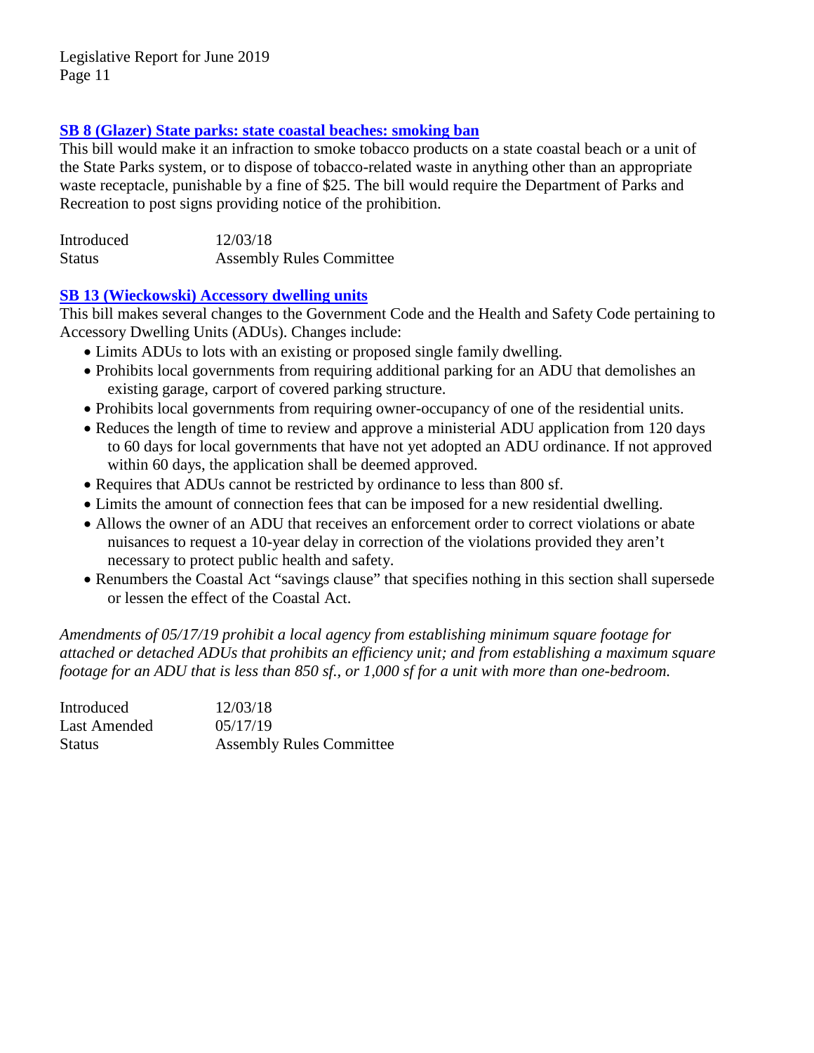### [SB 8 (Glazer) State parks: state coastal beaches: smoking ban]

This bill would make it an infraction to smoke tobacco products on a state coastal beach or a unit of the State Parks system, or to dispose of tobacco-related waste in anything other than an appropriate waste receptacle, punishable by a fine of $25. The bill would require the Department of Parks and Recreation to post signs providing notice of the prohibition.

| | |
|---|---|
| Introduced | 12/03/18 |
| Status | Assembly Rules Committee |

### [SB 13 (Wieckowski) Accessory dwelling units]

This bill makes several changes to the Government Code and the Health and Safety Code pertaining to Accessory Dwelling Units (ADUs). Changes include:

- Limits ADUs to lots with an existing or proposed single family dwelling.
- Prohibits local governments from requiring additional parking for an ADU that demolishes an existing garage, carport of covered parking structure.
- Prohibits local governments from requiring owner-occupancy of one of the residential units.
- Reduces the length of time to review and approve a ministerial ADU application from 120 days to 60 days for local governments that have not yet adopted an ADU ordinance. If not approved within 60 days, the application shall be deemed approved.
- Requires that ADUs cannot be restricted by ordinance to less than 800 sf.
- Limits the amount of connection fees that can be imposed for a new residential dwelling.
- Allows the owner of an ADU that receives an enforcement order to correct violations or abate nuisances to request a 10-year delay in correction of the violations provided they aren't necessary to protect public health and safety.
- Renumbers the Coastal Act "savings clause" that specifies nothing in this section shall supersede or lessen the effect of the Coastal Act.

*Amendments of 05/17/19 prohibit a local agency from establishing minimum square footage for attached or detached ADUs that prohibits an efficiency unit; and from establishing a maximum square footage for an ADU that is less than 850 sf., or 1,000 sf for a unit with more than one-bedroom.*

| | |
|---|---|
| Introduced | 12/03/18 |
| Last Amended | 05/17/19 |
| Status | Assembly Rules Committee |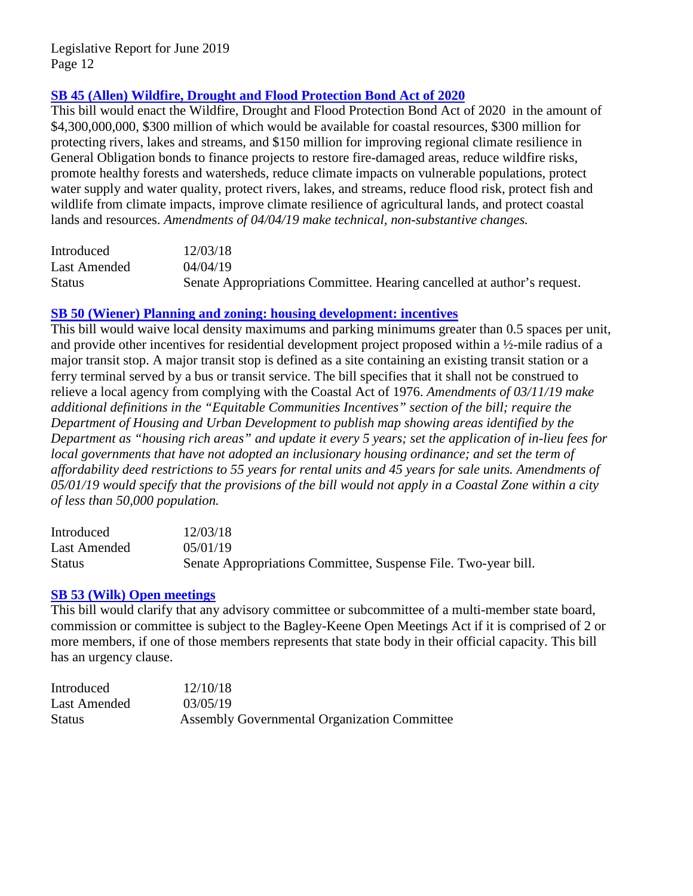### SB 45 (Allen) Wildfire, Drought and Flood Protection Bond Act of 2020

This bill would enact the Wildfire, Drought and Flood Protection Bond Act of 2020 in the amount of $4,300,000,000, $300 million of which would be available for coastal resources, $300 million for protecting rivers, lakes and streams, and $150 million for improving regional climate resilience in General Obligation bonds to finance projects to restore fire-damaged areas, reduce wildfire risks, promote healthy forests and watersheds, reduce climate impacts on vulnerable populations, protect water supply and water quality, protect rivers, lakes, and streams, reduce flood risk, protect fish and wildlife from climate impacts, improve climate resilience of agricultural lands, and protect coastal lands and resources. *Amendments of 04/04/19 make technical, non-substantive changes.*

| | |
|---|---|
| Introduced | 12/03/18 |
| Last Amended | 04/04/19 |
| Status | Senate Appropriations Committee. Hearing cancelled at author's request. |

### SB 50 (Wiener) Planning and zoning: housing development: incentives

This bill would waive local density maximums and parking minimums greater than 0.5 spaces per unit, and provide other incentives for residential development project proposed within a ½-mile radius of a major transit stop. A major transit stop is defined as a site containing an existing transit station or a ferry terminal served by a bus or transit service. The bill specifies that it shall not be construed to relieve a local agency from complying with the Coastal Act of 1976. *Amendments of 03/11/19 make additional definitions in the "Equitable Communities Incentives" section of the bill; require the Department of Housing and Urban Development to publish map showing areas identified by the Department as "housing rich areas" and update it every 5 years; set the application of in-lieu fees for local governments that have not adopted an inclusionary housing ordinance; and set the term of affordability deed restrictions to 55 years for rental units and 45 years for sale units. Amendments of 05/01/19 would specify that the provisions of the bill would not apply in a Coastal Zone within a city of less than 50,000 population.*

| | |
|---|---|
| Introduced | 12/03/18 |
| Last Amended | 05/01/19 |
| Status | Senate Appropriations Committee, Suspense File. Two-year bill. |

### SB 53 (Wilk) Open meetings

This bill would clarify that any advisory committee or subcommittee of a multi-member state board, commission or committee is subject to the Bagley-Keene Open Meetings Act if it is comprised of 2 or more members, if one of those members represents that state body in their official capacity. This bill has an urgency clause.

| | |
|---|---|
| Introduced | 12/10/18 |
| Last Amended | 03/05/19 |
| Status | Assembly Governmental Organization Committee |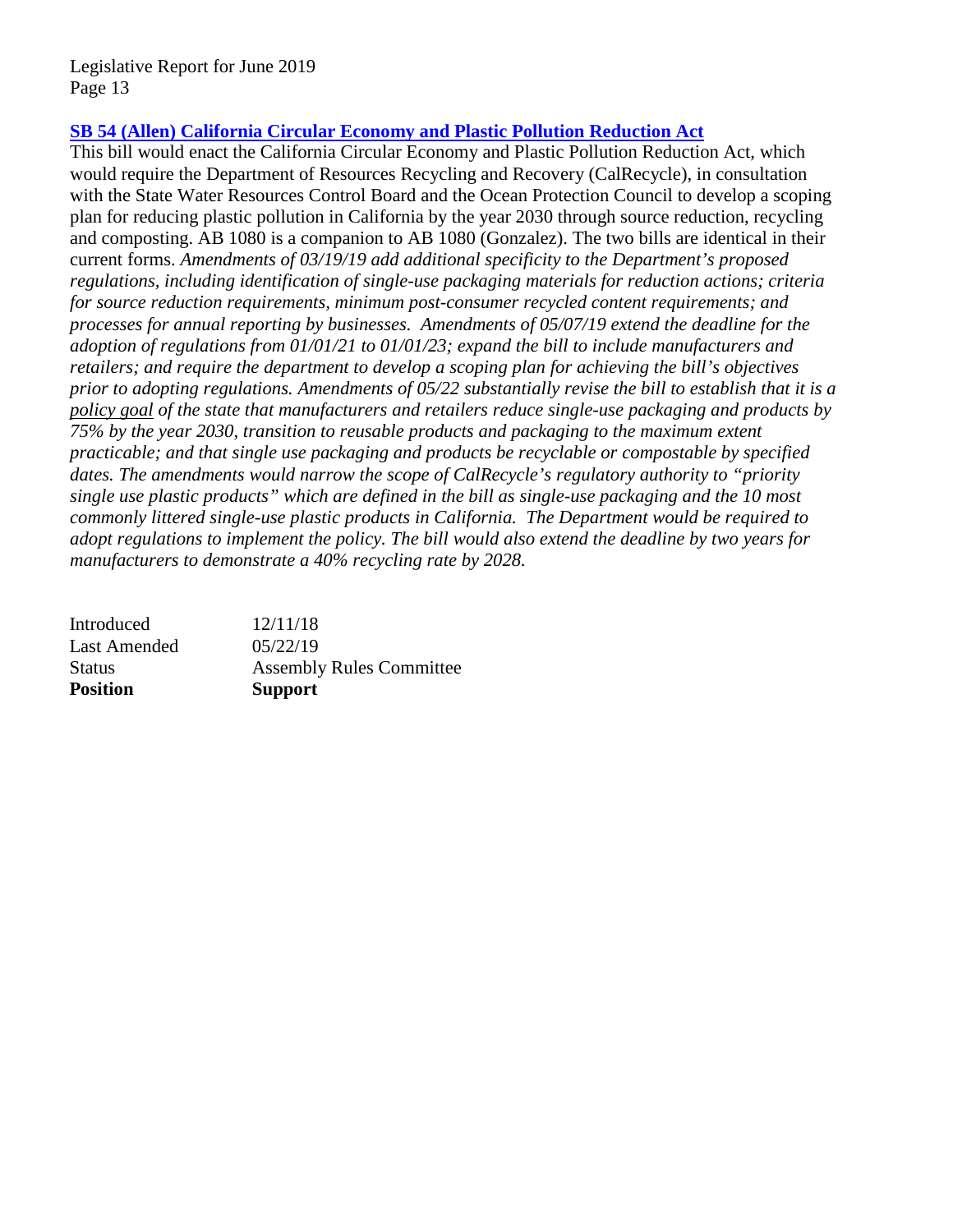**[SB 54 (Allen) California Circular Economy and Plastic Pollution Reduction Act]**

This bill would enact the California Circular Economy and Plastic Pollution Reduction Act, which would require the Department of Resources Recycling and Recovery (CalRecycle), in consultation with the State Water Resources Control Board and the Ocean Protection Council to develop a scoping plan for reducing plastic pollution in California by the year 2030 through source reduction, recycling and composting. AB 1080 is a companion to AB 1080 (Gonzalez). The two bills are identical in their current forms. *Amendments of 03/19/19 add additional specificity to the Department's proposed regulations, including identification of single-use packaging materials for reduction actions; criteria for source reduction requirements, minimum post-consumer recycled content requirements; and processes for annual reporting by businesses. Amendments of 05/07/19 extend the deadline for the adoption of regulations from 01/01/21 to 01/01/23; expand the bill to include manufacturers and retailers; and require the department to develop a scoping plan for achieving the bill's objectives prior to adopting regulations. Amendments of 05/22 substantially revise the bill to establish that it is a <u>policy goal</u> of the state that manufacturers and retailers reduce single-use packaging and products by 75% by the year 2030, transition to reusable products and packaging to the maximum extent practicable; and that single use packaging and products be recyclable or compostable by specified dates. The amendments would narrow the scope of CalRecycle's regulatory authority to "priority single use plastic products" which are defined in the bill as single-use packaging and the 10 most commonly littered single-use plastic products in California. The Department would be required to adopt regulations to implement the policy. The bill would also extend the deadline by two years for manufacturers to demonstrate a 40% recycling rate by 2028.*

| | |
|---|---|
| Introduced | 12/11/18 |
| Last Amended | 05/22/19 |
| Status | Assembly Rules Committee |
| **Position** | **Support** |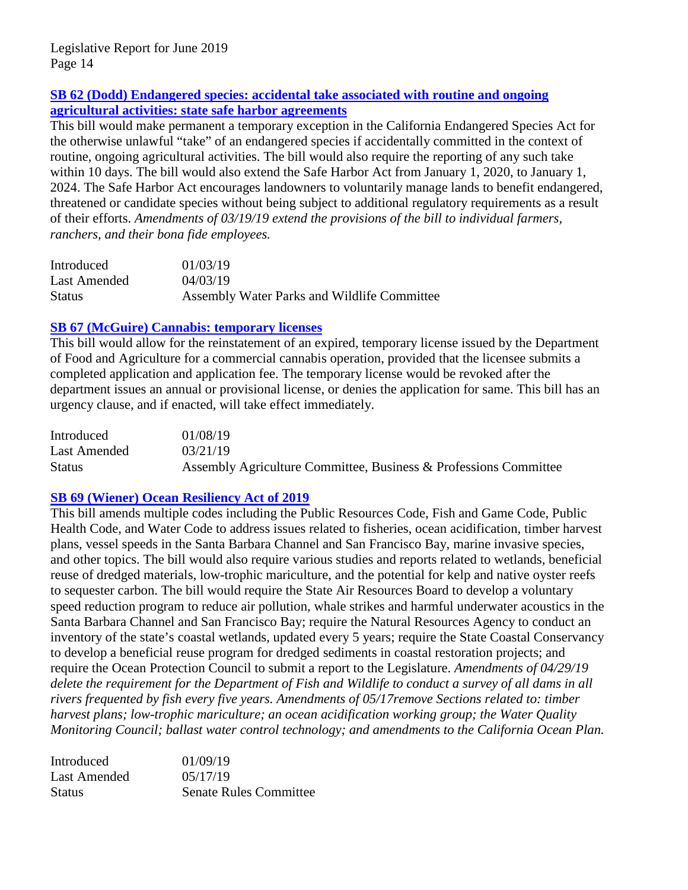### [SB 62 (Dodd) Endangered species: accidental take associated with routine and ongoing agricultural activities: state safe harbor agreements]

This bill would make permanent a temporary exception in the California Endangered Species Act for the otherwise unlawful "take" of an endangered species if accidentally committed in the context of routine, ongoing agricultural activities. The bill would also require the reporting of any such take within 10 days. The bill would also extend the Safe Harbor Act from January 1, 2020, to January 1, 2024. The Safe Harbor Act encourages landowners to voluntarily manage lands to benefit endangered, threatened or candidate species without being subject to additional regulatory requirements as a result of their efforts. *Amendments of 03/19/19 extend the provisions of the bill to individual farmers, ranchers, and their bona fide employees.*

| | |
|---|---|
| Introduced | 01/03/19 |
| Last Amended | 04/03/19 |
| Status | Assembly Water Parks and Wildlife Committee |

### [SB 67 (McGuire) Cannabis: temporary licenses]

This bill would allow for the reinstatement of an expired, temporary license issued by the Department of Food and Agriculture for a commercial cannabis operation, provided that the licensee submits a completed application and application fee. The temporary license would be revoked after the department issues an annual or provisional license, or denies the application for same. This bill has an urgency clause, and if enacted, will take effect immediately.

| | |
|---|---|
| Introduced | 01/08/19 |
| Last Amended | 03/21/19 |
| Status | Assembly Agriculture Committee, Business & Professions Committee |

### [SB 69 (Wiener) Ocean Resiliency Act of 2019]

This bill amends multiple codes including the Public Resources Code, Fish and Game Code, Public Health Code, and Water Code to address issues related to fisheries, ocean acidification, timber harvest plans, vessel speeds in the Santa Barbara Channel and San Francisco Bay, marine invasive species, and other topics. The bill would also require various studies and reports related to wetlands, beneficial reuse of dredged materials, low-trophic mariculture, and the potential for kelp and native oyster reefs to sequester carbon. The bill would require the State Air Resources Board to develop a voluntary speed reduction program to reduce air pollution, whale strikes and harmful underwater acoustics in the Santa Barbara Channel and San Francisco Bay; require the Natural Resources Agency to conduct an inventory of the state's coastal wetlands, updated every 5 years; require the State Coastal Conservancy to develop a beneficial reuse program for dredged sediments in coastal restoration projects; and require the Ocean Protection Council to submit a report to the Legislature. *Amendments of 04/29/19 delete the requirement for the Department of Fish and Wildlife to conduct a survey of all dams in all rivers frequented by fish every five years. Amendments of 05/17remove Sections related to: timber harvest plans; low-trophic mariculture; an ocean acidification working group; the Water Quality Monitoring Council; ballast water control technology; and amendments to the California Ocean Plan.*

| | |
|---|---|
| Introduced | 01/09/19 |
| Last Amended | 05/17/19 |
| Status | Senate Rules Committee |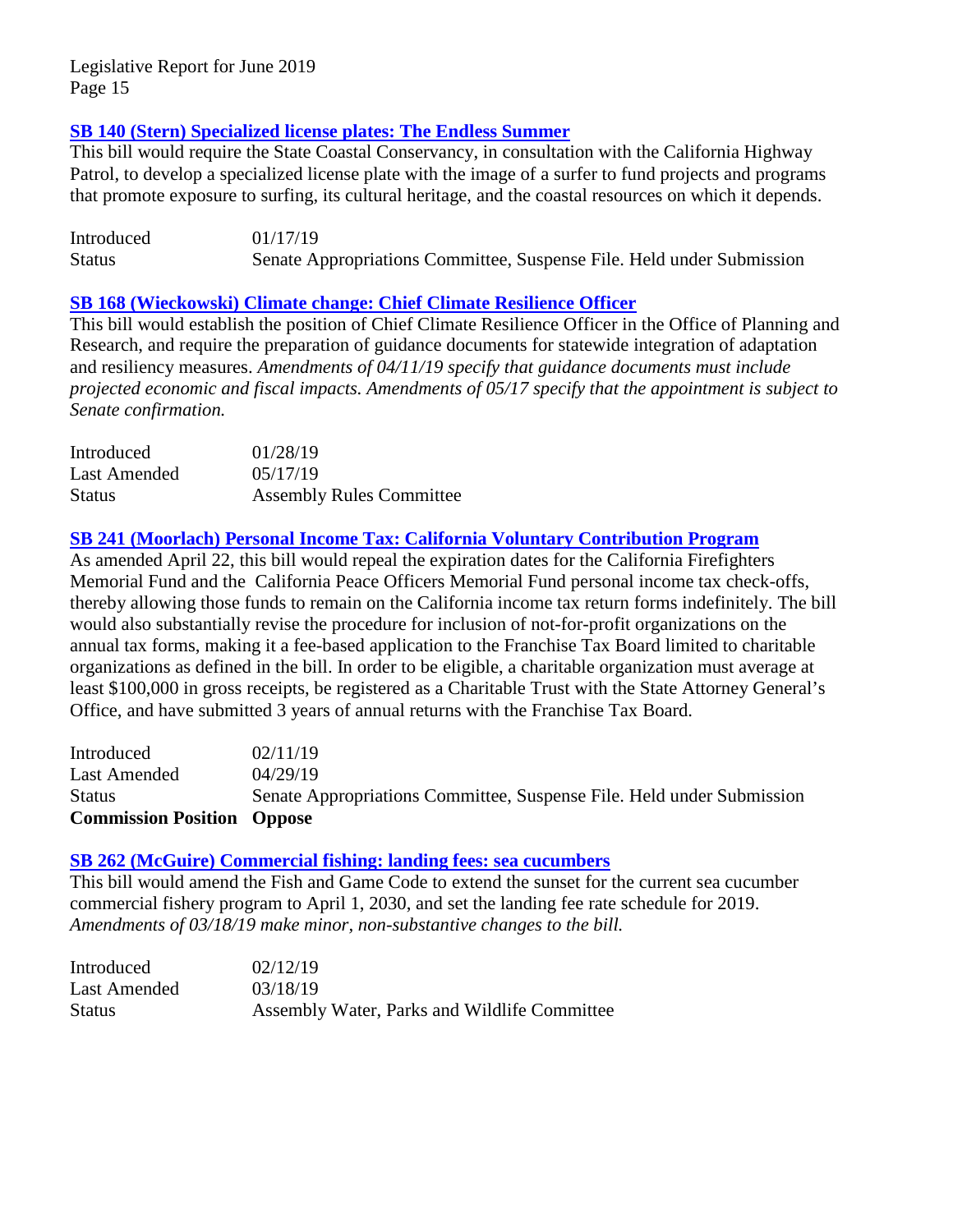### SB 140 (Stern) Specialized license plates: The Endless Summer

This bill would require the State Coastal Conservancy, in consultation with the California Highway Patrol, to develop a specialized license plate with the image of a surfer to fund projects and programs that promote exposure to surfing, its cultural heritage, and the coastal resources on which it depends.

| | |
|---|---|
| Introduced | 01/17/19 |
| Status | Senate Appropriations Committee, Suspense File. Held under Submission |

### SB 168 (Wieckowski) Climate change: Chief Climate Resilience Officer

This bill would establish the position of Chief Climate Resilience Officer in the Office of Planning and Research, and require the preparation of guidance documents for statewide integration of adaptation and resiliency measures. *Amendments of 04/11/19 specify that guidance documents must include projected economic and fiscal impacts. Amendments of 05/17 specify that the appointment is subject to Senate confirmation.*

| | |
|---|---|
| Introduced | 01/28/19 |
| Last Amended | 05/17/19 |
| Status | Assembly Rules Committee |

### SB 241 (Moorlach) Personal Income Tax: California Voluntary Contribution Program

As amended April 22, this bill would repeal the expiration dates for the California Firefighters Memorial Fund and the California Peace Officers Memorial Fund personal income tax check-offs, thereby allowing those funds to remain on the California income tax return forms indefinitely. The bill would also substantially revise the procedure for inclusion of not-for-profit organizations on the annual tax forms, making it a fee-based application to the Franchise Tax Board limited to charitable organizations as defined in the bill. In order to be eligible, a charitable organization must average at least $100,000 in gross receipts, be registered as a Charitable Trust with the State Attorney General's Office, and have submitted 3 years of annual returns with the Franchise Tax Board.

| | |
|---|---|
| Introduced | 02/11/19 |
| Last Amended | 04/29/19 |
| Status | Senate Appropriations Committee, Suspense File. Held under Submission |
| **Commission Position** | **Oppose** |

### SB 262 (McGuire) Commercial fishing: landing fees: sea cucumbers

This bill would amend the Fish and Game Code to extend the sunset for the current sea cucumber commercial fishery program to April 1, 2030, and set the landing fee rate schedule for 2019. *Amendments of 03/18/19 make minor, non-substantive changes to the bill.*

| | |
|---|---|
| Introduced | 02/12/19 |
| Last Amended | 03/18/19 |
| Status | Assembly Water, Parks and Wildlife Committee |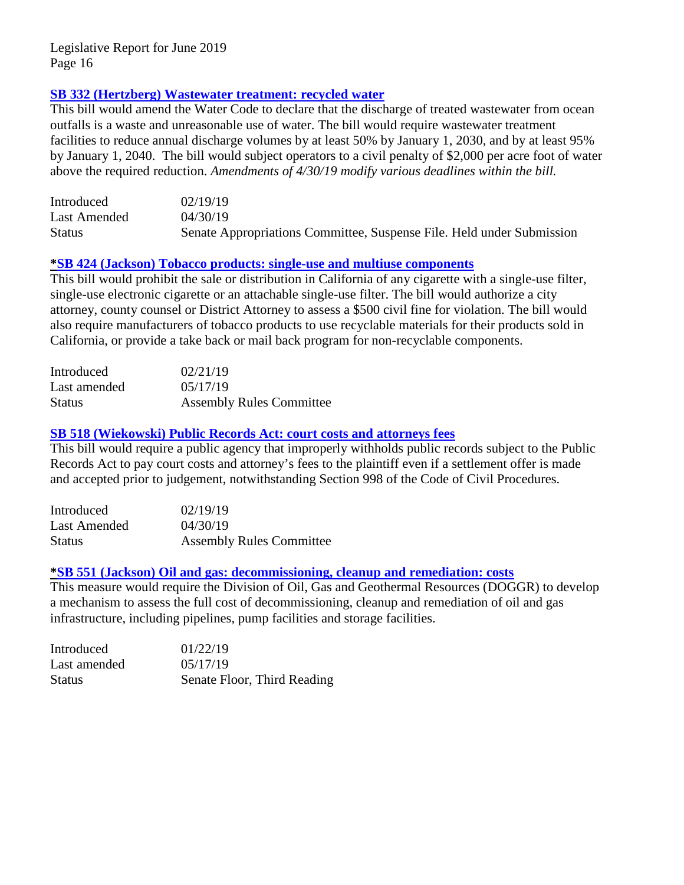### [SB 332 (Hertzberg) Wastewater treatment: recycled water]

This bill would amend the Water Code to declare that the discharge of treated wastewater from ocean outfalls is a waste and unreasonable use of water. The bill would require wastewater treatment facilities to reduce annual discharge volumes by at least 50% by January 1, 2030, and by at least 95% by January 1, 2040. The bill would subject operators to a civil penalty of $2,000 per acre foot of water above the required reduction. *Amendments of 4/30/19 modify various deadlines within the bill.*

| | |
|---|---|
| Introduced | 02/19/19 |
| Last Amended | 04/30/19 |
| Status | Senate Appropriations Committee, Suspense File. Held under Submission |

### *[SB 424 (Jackson) Tobacco products: single-use and multiuse components]

This bill would prohibit the sale or distribution in California of any cigarette with a single-use filter, single-use electronic cigarette or an attachable single-use filter. The bill would authorize a city attorney, county counsel or District Attorney to assess a $500 civil fine for violation. The bill would also require manufacturers of tobacco products to use recyclable materials for their products sold in California, or provide a take back or mail back program for non-recyclable components.

| | |
|---|---|
| Introduced | 02/21/19 |
| Last amended | 05/17/19 |
| Status | Assembly Rules Committee |

### [SB 518 (Wiekowski) Public Records Act: court costs and attorneys fees]

This bill would require a public agency that improperly withholds public records subject to the Public Records Act to pay court costs and attorney's fees to the plaintiff even if a settlement offer is made and accepted prior to judgement, notwithstanding Section 998 of the Code of Civil Procedures.

| | |
|---|---|
| Introduced | 02/19/19 |
| Last Amended | 04/30/19 |
| Status | Assembly Rules Committee |

### *[SB 551 (Jackson) Oil and gas: decommissioning, cleanup and remediation: costs]

This measure would require the Division of Oil, Gas and Geothermal Resources (DOGGR) to develop a mechanism to assess the full cost of decommissioning, cleanup and remediation of oil and gas infrastructure, including pipelines, pump facilities and storage facilities.

| | |
|---|---|
| Introduced | 01/22/19 |
| Last amended | 05/17/19 |
| Status | Senate Floor, Third Reading |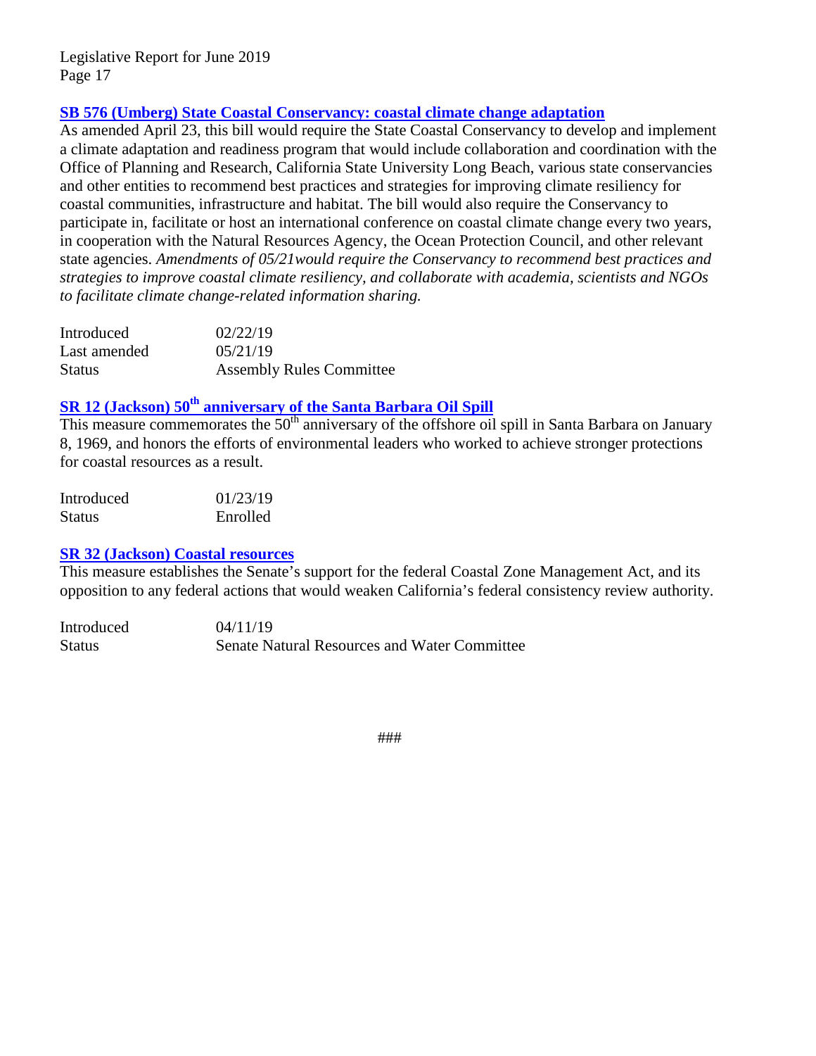### SB 576 (Umberg) State Coastal Conservancy: coastal climate change adaptation

As amended April 23, this bill would require the State Coastal Conservancy to develop and implement a climate adaptation and readiness program that would include collaboration and coordination with the Office of Planning and Research, California State University Long Beach, various state conservancies and other entities to recommend best practices and strategies for improving climate resiliency for coastal communities, infrastructure and habitat. The bill would also require the Conservancy to participate in, facilitate or host an international conference on coastal climate change every two years, in cooperation with the Natural Resources Agency, the Ocean Protection Council, and other relevant state agencies. *Amendments of 05/21would require the Conservancy to recommend best practices and strategies to improve coastal climate resiliency, and collaborate with academia, scientists and NGOs to facilitate climate change-related information sharing.*

| | |
|---|---|
| Introduced | 02/22/19 |
| Last amended | 05/21/19 |
| Status | Assembly Rules Committee |

### SR 12 (Jackson) 50th anniversary of the Santa Barbara Oil Spill

This measure commemorates the 50th anniversary of the offshore oil spill in Santa Barbara on January 8, 1969, and honors the efforts of environmental leaders who worked to achieve stronger protections for coastal resources as a result.

| | |
|---|---|
| Introduced | 01/23/19 |
| Status | Enrolled |

### SR 32 (Jackson) Coastal resources

This measure establishes the Senate's support for the federal Coastal Zone Management Act, and its opposition to any federal actions that would weaken California's federal consistency review authority.

| | |
|---|---|
| Introduced | 04/11/19 |
| Status | Senate Natural Resources and Water Committee |

###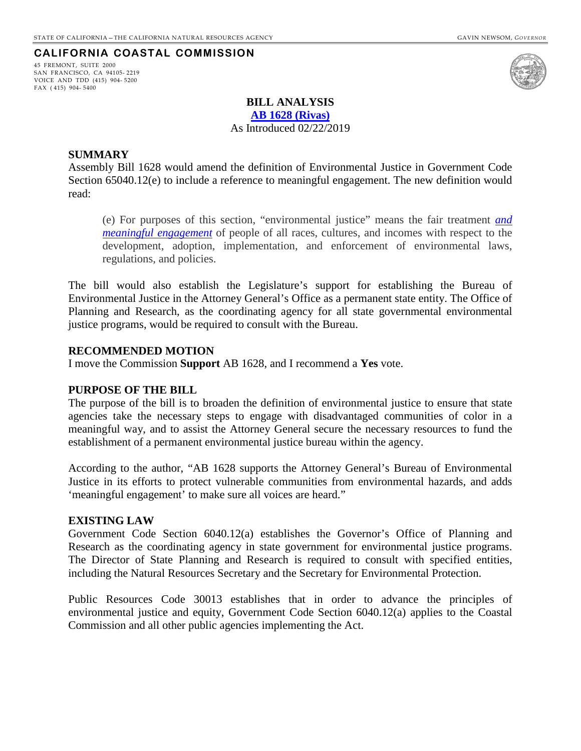STATE OF CALIFORNIA – THE CALIFORNIA NATURAL RESOURCES AGENCY GAVIN NEWSOM, *GOVERNOR*

**CALIFORNIA COASTAL COMMISSION**

45 FREMONT, SUITE 2000
SAN FRANCISCO, CA 94105-2219
VOICE AND TDD (415) 904-5200
FAX (415) 904-5400

**BILL ANALYSIS**

**AB 1628 (Rivas)**

As Introduced 02/22/2019

**SUMMARY**

Assembly Bill 1628 would amend the definition of Environmental Justice in Government Code Section 65040.12(e) to include a reference to meaningful engagement. The new definition would read:

> (e) For purposes of this section, "environmental justice" means the fair treatment *and meaningful engagement* of people of all races, cultures, and incomes with respect to the development, adoption, implementation, and enforcement of environmental laws, regulations, and policies.

The bill would also establish the Legislature's support for establishing the Bureau of Environmental Justice in the Attorney General's Office as a permanent state entity. The Office of Planning and Research, as the coordinating agency for all state governmental environmental justice programs, would be required to consult with the Bureau.

**RECOMMENDED MOTION**

I move the Commission **Support** AB 1628, and I recommend a **Yes** vote.

**PURPOSE OF THE BILL**

The purpose of the bill is to broaden the definition of environmental justice to ensure that state agencies take the necessary steps to engage with disadvantaged communities of color in a meaningful way, and to assist the Attorney General secure the necessary resources to fund the establishment of a permanent environmental justice bureau within the agency.

According to the author, "AB 1628 supports the Attorney General's Bureau of Environmental Justice in its efforts to protect vulnerable communities from environmental hazards, and adds 'meaningful engagement' to make sure all voices are heard."

**EXISTING LAW**

Government Code Section 6040.12(a) establishes the Governor's Office of Planning and Research as the coordinating agency in state government for environmental justice programs. The Director of State Planning and Research is required to consult with specified entities, including the Natural Resources Secretary and the Secretary for Environmental Protection.

Public Resources Code 30013 establishes that in order to advance the principles of environmental justice and equity, Government Code Section 6040.12(a) applies to the Coastal Commission and all other public agencies implementing the Act.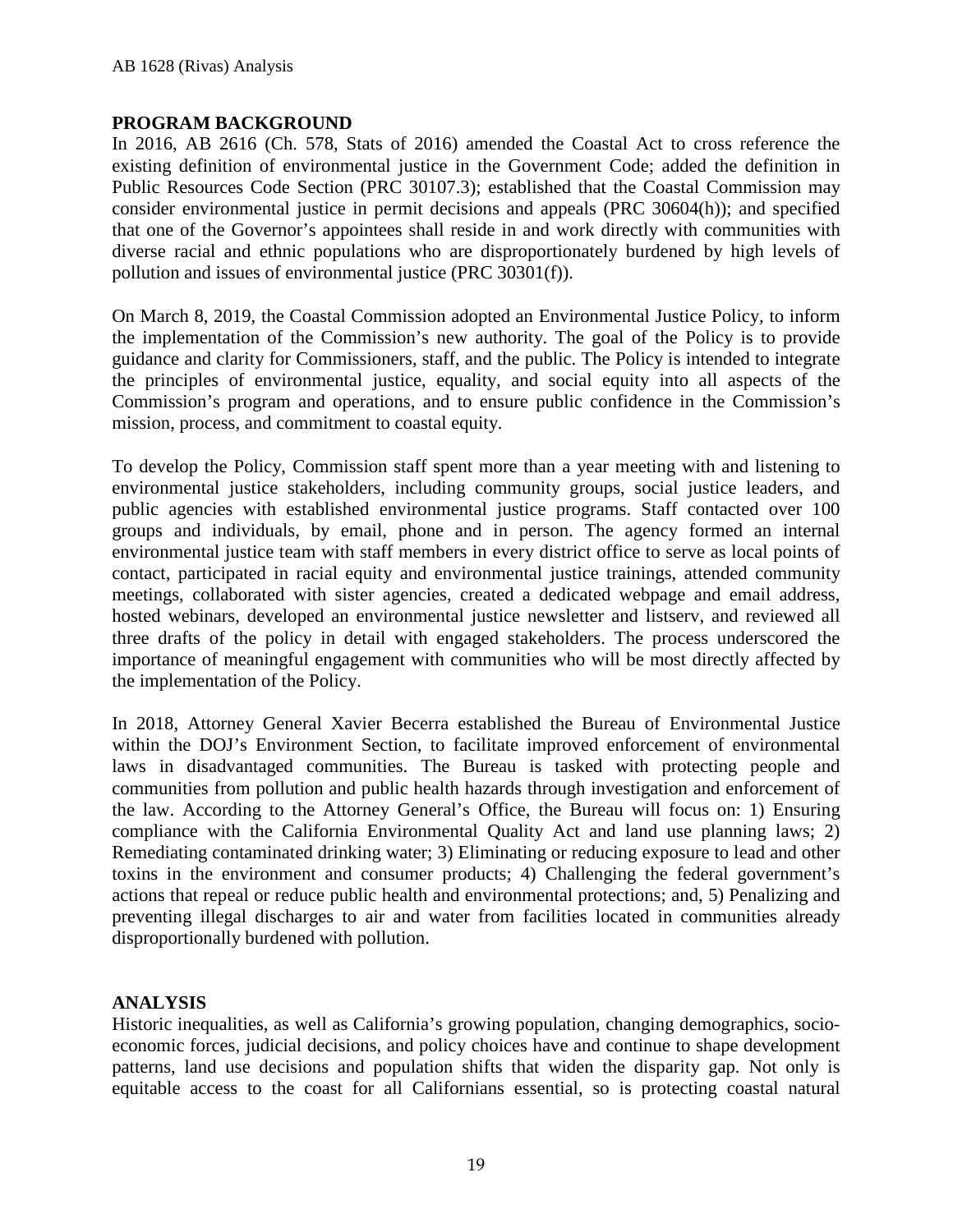## PROGRAM BACKGROUND

In 2016, AB 2616 (Ch. 578, Stats of 2016) amended the Coastal Act to cross reference the existing definition of environmental justice in the Government Code; added the definition in Public Resources Code Section (PRC 30107.3); established that the Coastal Commission may consider environmental justice in permit decisions and appeals (PRC 30604(h)); and specified that one of the Governor's appointees shall reside in and work directly with communities with diverse racial and ethnic populations who are disproportionately burdened by high levels of pollution and issues of environmental justice (PRC 30301(f)).

On March 8, 2019, the Coastal Commission adopted an Environmental Justice Policy, to inform the implementation of the Commission's new authority. The goal of the Policy is to provide guidance and clarity for Commissioners, staff, and the public. The Policy is intended to integrate the principles of environmental justice, equality, and social equity into all aspects of the Commission's program and operations, and to ensure public confidence in the Commission's mission, process, and commitment to coastal equity.

To develop the Policy, Commission staff spent more than a year meeting with and listening to environmental justice stakeholders, including community groups, social justice leaders, and public agencies with established environmental justice programs. Staff contacted over 100 groups and individuals, by email, phone and in person. The agency formed an internal environmental justice team with staff members in every district office to serve as local points of contact, participated in racial equity and environmental justice trainings, attended community meetings, collaborated with sister agencies, created a dedicated webpage and email address, hosted webinars, developed an environmental justice newsletter and listserv, and reviewed all three drafts of the policy in detail with engaged stakeholders. The process underscored the importance of meaningful engagement with communities who will be most directly affected by the implementation of the Policy.

In 2018, Attorney General Xavier Becerra established the Bureau of Environmental Justice within the DOJ's Environment Section, to facilitate improved enforcement of environmental laws in disadvantaged communities. The Bureau is tasked with protecting people and communities from pollution and public health hazards through investigation and enforcement of the law. According to the Attorney General's Office, the Bureau will focus on: 1) Ensuring compliance with the California Environmental Quality Act and land use planning laws; 2) Remediating contaminated drinking water; 3) Eliminating or reducing exposure to lead and other toxins in the environment and consumer products; 4) Challenging the federal government's actions that repeal or reduce public health and environmental protections; and, 5) Penalizing and preventing illegal discharges to air and water from facilities located in communities already disproportionally burdened with pollution.

## ANALYSIS

Historic inequalities, as well as California's growing population, changing demographics, socio-economic forces, judicial decisions, and policy choices have and continue to shape development patterns, land use decisions and population shifts that widen the disparity gap. Not only is equitable access to the coast for all Californians essential, so is protecting coastal natural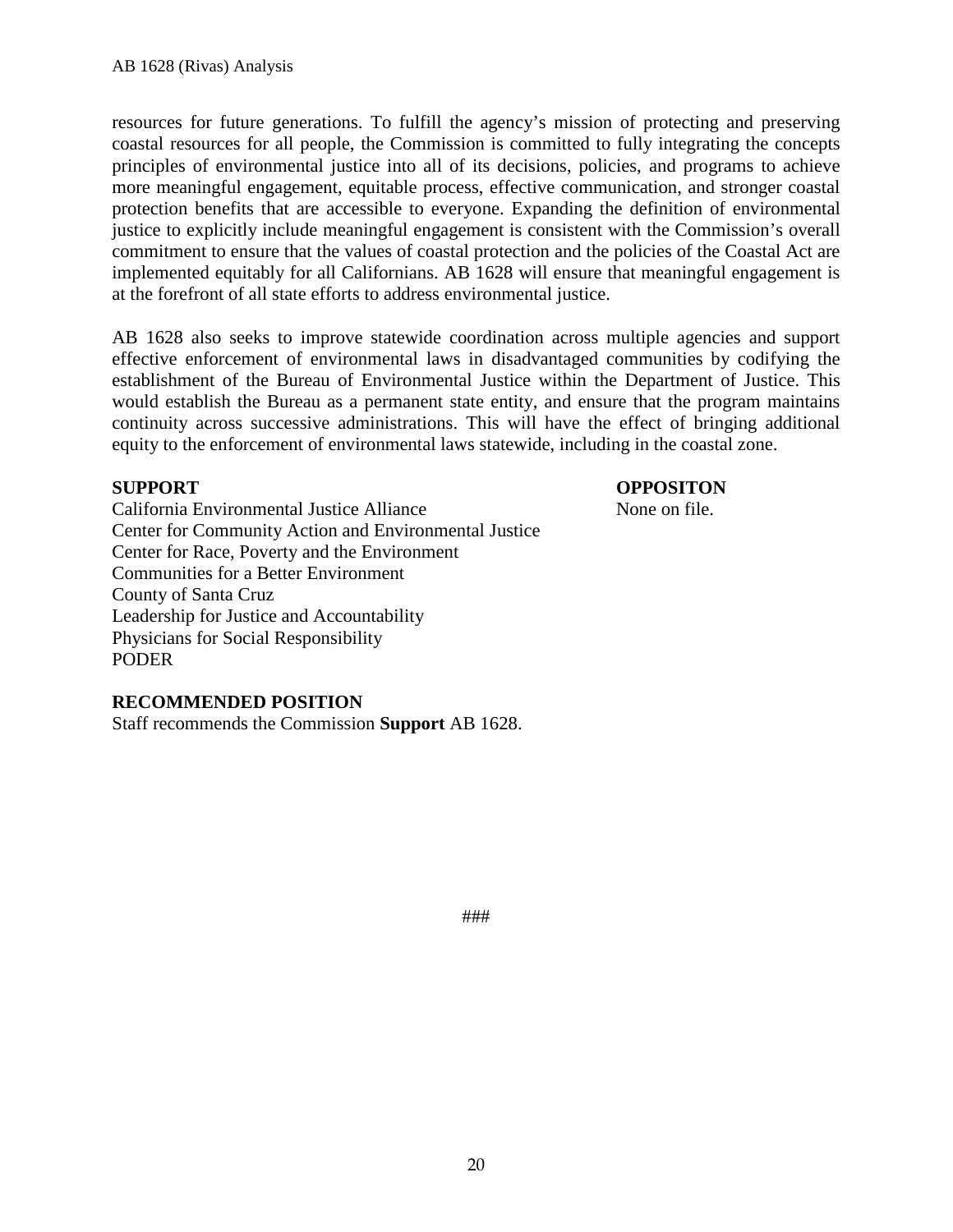resources for future generations. To fulfill the agency's mission of protecting and preserving coastal resources for all people, the Commission is committed to fully integrating the concepts principles of environmental justice into all of its decisions, policies, and programs to achieve more meaningful engagement, equitable process, effective communication, and stronger coastal protection benefits that are accessible to everyone. Expanding the definition of environmental justice to explicitly include meaningful engagement is consistent with the Commission's overall commitment to ensure that the values of coastal protection and the policies of the Coastal Act are implemented equitably for all Californians. AB 1628 will ensure that meaningful engagement is at the forefront of all state efforts to address environmental justice.

AB 1628 also seeks to improve statewide coordination across multiple agencies and support effective enforcement of environmental laws in disadvantaged communities by codifying the establishment of the Bureau of Environmental Justice within the Department of Justice. This would establish the Bureau as a permanent state entity, and ensure that the program maintains continuity across successive administrations. This will have the effect of bringing additional equity to the enforcement of environmental laws statewide, including in the coastal zone.

**SUPPORT**

California Environmental Justice Alliance
Center for Community Action and Environmental Justice
Center for Race, Poverty and the Environment
Communities for a Better Environment
County of Santa Cruz
Leadership for Justice and Accountability
Physicians for Social Responsibility
PODER

**OPPOSITON**

None on file.

**RECOMMENDED POSITION**

Staff recommends the Commission **Support** AB 1628.

###